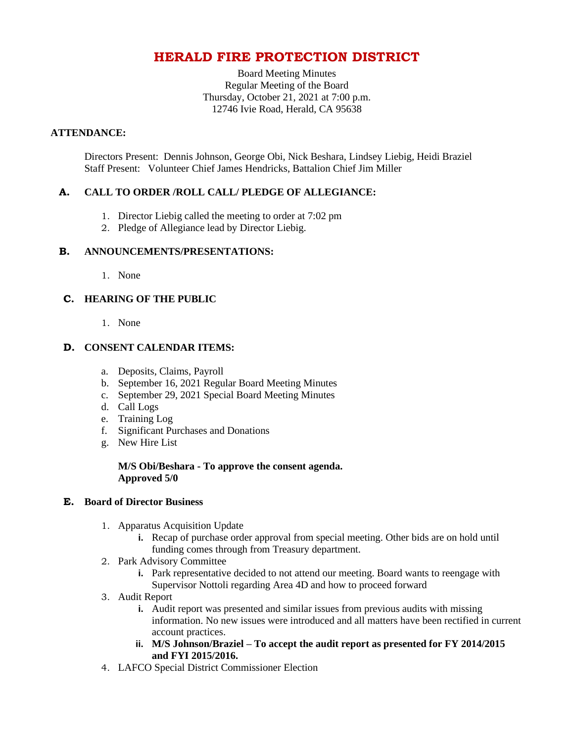# HERALD FIRE PROTECTION DISTRICT

Board Meeting Minutes
Regular Meeting of the Board
Thursday, October 21, 2021 at 7:00 p.m.
12746 Ivie Road, Herald, CA 95638

**ATTENDANCE:**

Directors Present: Dennis Johnson, George Obi, Nick Beshara, Lindsey Liebig, Heidi Braziel
Staff Present: Volunteer Chief James Hendricks, Battalion Chief Jim Miller

## A. CALL TO ORDER /ROLL CALL/ PLEDGE OF ALLEGIANCE:

1. Director Liebig called the meeting to order at 7:02 pm
2. Pledge of Allegiance lead by Director Liebig.

## B. ANNOUNCEMENTS/PRESENTATIONS:

1. None

## C. HEARING OF THE PUBLIC

1. None

## D. CONSENT CALENDAR ITEMS:

a. Deposits, Claims, Payroll
b. September 16, 2021 Regular Board Meeting Minutes
c. September 29, 2021 Special Board Meeting Minutes
d. Call Logs
e. Training Log
f. Significant Purchases and Donations
g. New Hire List

**M/S Obi/Beshara - To approve the consent agenda.**
**Approved 5/0**

## E. Board of Director Business

1. Apparatus Acquisition Update
   i. Recap of purchase order approval from special meeting. Other bids are on hold until funding comes through from Treasury department.
2. Park Advisory Committee
   i. Park representative decided to not attend our meeting. Board wants to reengage with Supervisor Nottoli regarding Area 4D and how to proceed forward
3. Audit Report
   i. Audit report was presented and similar issues from previous audits with missing information. No new issues were introduced and all matters have been rectified in current account practices.
   ii. **M/S Johnson/Braziel – To accept the audit report as presented for FY 2014/2015 and FYI 2015/2016.**
4. LAFCO Special District Commissioner Election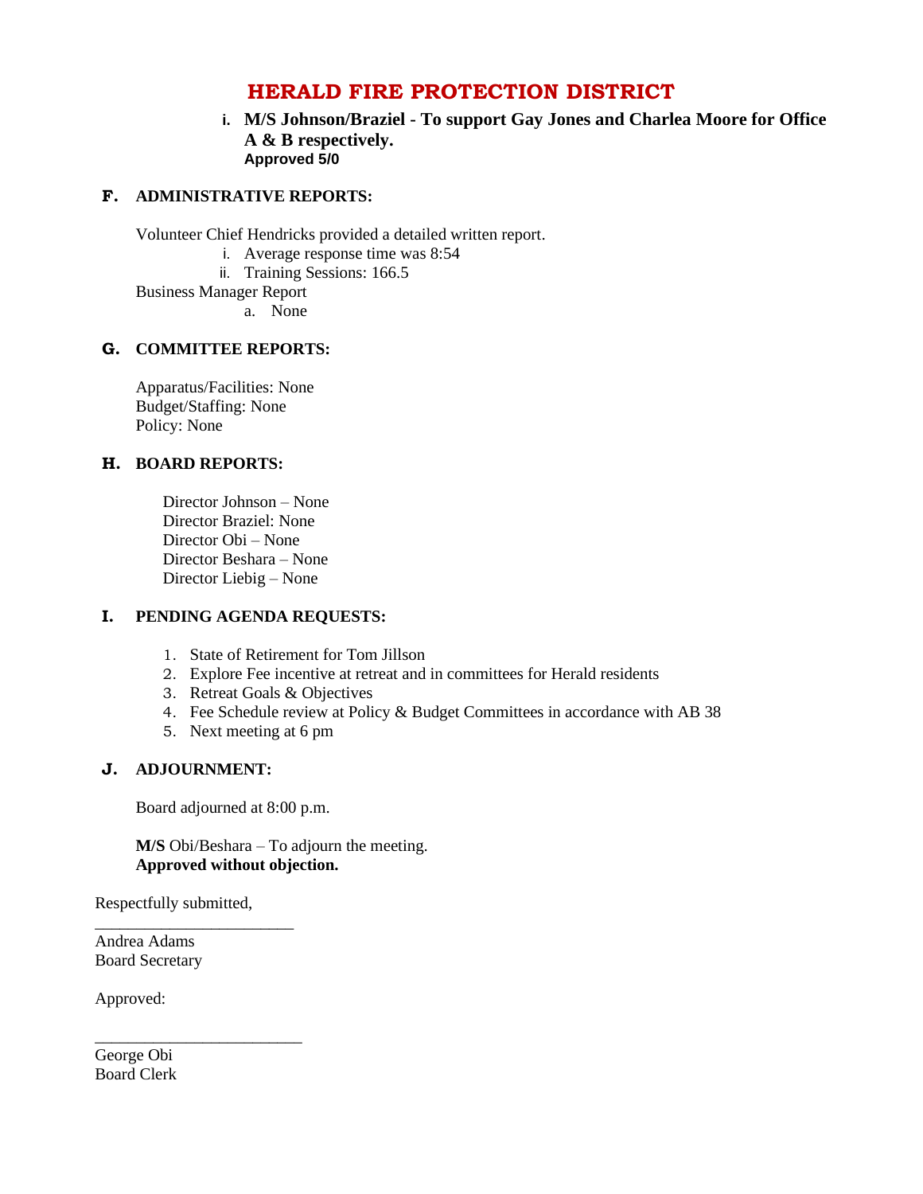# HERALD FIRE PROTECTION DISTRICT

i. **M/S Johnson/Braziel - To support Gay Jones and Charlea Moore for Office A & B respectively.**
**Approved 5/0**

## F. ADMINISTRATIVE REPORTS:

Volunteer Chief Hendricks provided a detailed written report.

i. Average response time was 8:54
ii. Training Sessions: 166.5

Business Manager Report

a. None

## G. COMMITTEE REPORTS:

Apparatus/Facilities: None
Budget/Staffing: None
Policy: None

## H. BOARD REPORTS:

Director Johnson – None
Director Braziel: None
Director Obi – None
Director Beshara – None
Director Liebig – None

## I. PENDING AGENDA REQUESTS:

1. State of Retirement for Tom Jillson
2. Explore Fee incentive at retreat and in committees for Herald residents
3. Retreat Goals & Objectives
4. Fee Schedule review at Policy & Budget Committees in accordance with AB 38
5. Next meeting at 6 pm

## J. ADJOURNMENT:

Board adjourned at 8:00 p.m.

**M/S** Obi/Beshara – To adjourn the meeting.
**Approved without objection.**

Respectfully submitted,

________________________
Andrea Adams
Board Secretary

Approved:

________________________
George Obi
Board Clerk